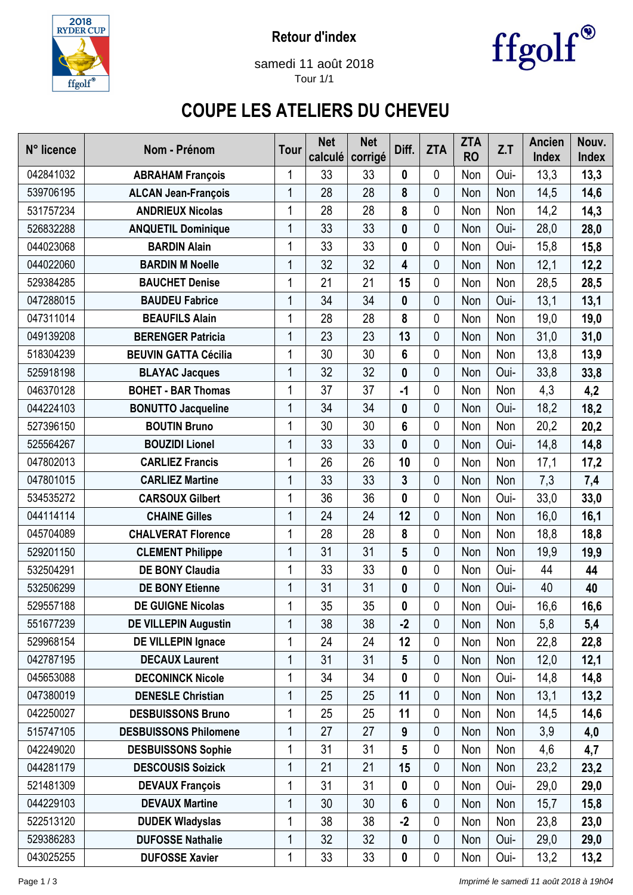Retour d'index

samedi 11 août 2018

Tour 1/1

# COUPE LES ATELIERS DU CHEVEU

| N° licence | Nom - Prénom | Tour | Net calculé | Net corrigé | Diff. | ZTA | ZTA RO | Z.T | Ancien Index | Nouv. Index |
|---|---|---|---|---|---|---|---|---|---|---|
| 042841032 | ABRAHAM François | 1 | 33 | 33 | **0** | 0 | Non | Oui- | 13,3 | **13,3** |
| 539706195 | ALCAN Jean-François | 1 | 28 | 28 | **8** | 0 | Non | Non | 14,5 | **14,6** |
| 531757234 | ANDRIEUX Nicolas | 1 | 28 | 28 | **8** | 0 | Non | Non | 14,2 | **14,3** |
| 526832288 | ANQUETIL Dominique | 1 | 33 | 33 | **0** | 0 | Non | Oui- | 28,0 | **28,0** |
| 044023068 | BARDIN Alain | 1 | 33 | 33 | **0** | 0 | Non | Oui- | 15,8 | **15,8** |
| 044022060 | BARDIN M Noelle | 1 | 32 | 32 | **4** | 0 | Non | Non | 12,1 | **12,2** |
| 529384285 | BAUCHET Denise | 1 | 21 | 21 | **15** | 0 | Non | Non | 28,5 | **28,5** |
| 047288015 | BAUDEU Fabrice | 1 | 34 | 34 | **0** | 0 | Non | Oui- | 13,1 | **13,1** |
| 047311014 | BEAUFILS Alain | 1 | 28 | 28 | **8** | 0 | Non | Non | 19,0 | **19,0** |
| 049139208 | BERENGER Patricia | 1 | 23 | 23 | **13** | 0 | Non | Non | 31,0 | **31,0** |
| 518304239 | BEUVIN GATTA Cécilia | 1 | 30 | 30 | **6** | 0 | Non | Non | 13,8 | **13,9** |
| 525918198 | BLAYAC Jacques | 1 | 32 | 32 | **0** | 0 | Non | Oui- | 33,8 | **33,8** |
| 046370128 | BOHET - BAR Thomas | 1 | 37 | 37 | **-1** | 0 | Non | Non | 4,3 | **4,2** |
| 044224103 | BONUTTO Jacqueline | 1 | 34 | 34 | **0** | 0 | Non | Oui- | 18,2 | **18,2** |
| 527396150 | BOUTIN Bruno | 1 | 30 | 30 | **6** | 0 | Non | Non | 20,2 | **20,2** |
| 525564267 | BOUZIDI Lionel | 1 | 33 | 33 | **0** | 0 | Non | Oui- | 14,8 | **14,8** |
| 047802013 | CARLIEZ Francis | 1 | 26 | 26 | **10** | 0 | Non | Non | 17,1 | **17,2** |
| 047801015 | CARLIEZ Martine | 1 | 33 | 33 | **3** | 0 | Non | Non | 7,3 | **7,4** |
| 534535272 | CARSOUX Gilbert | 1 | 36 | 36 | **0** | 0 | Non | Oui- | 33,0 | **33,0** |
| 044114114 | CHAINE Gilles | 1 | 24 | 24 | **12** | 0 | Non | Non | 16,0 | **16,1** |
| 045704089 | CHALVERAT Florence | 1 | 28 | 28 | **8** | 0 | Non | Non | 18,8 | **18,8** |
| 529201150 | CLEMENT Philippe | 1 | 31 | 31 | **5** | 0 | Non | Non | 19,9 | **19,9** |
| 532504291 | DE BONY Claudia | 1 | 33 | 33 | **0** | 0 | Non | Oui- | 44 | **44** |
| 532506299 | DE BONY Etienne | 1 | 31 | 31 | **0** | 0 | Non | Oui- | 40 | **40** |
| 529557188 | DE GUIGNE Nicolas | 1 | 35 | 35 | **0** | 0 | Non | Oui- | 16,6 | **16,6** |
| 551677239 | DE VILLEPIN Augustin | 1 | 38 | 38 | **-2** | 0 | Non | Non | 5,8 | **5,4** |
| 529968154 | DE VILLEPIN Ignace | 1 | 24 | 24 | **12** | 0 | Non | Non | 22,8 | **22,8** |
| 042787195 | DECAUX Laurent | 1 | 31 | 31 | **5** | 0 | Non | Non | 12,0 | **12,1** |
| 045653088 | DECONINCK Nicole | 1 | 34 | 34 | **0** | 0 | Non | Oui- | 14,8 | **14,8** |
| 047380019 | DENESLE Christian | 1 | 25 | 25 | **11** | 0 | Non | Non | 13,1 | **13,2** |
| 042250027 | DESBUISSONS Bruno | 1 | 25 | 25 | **11** | 0 | Non | Non | 14,5 | **14,6** |
| 515747105 | DESBUISSONS Philomene | 1 | 27 | 27 | **9** | 0 | Non | Non | 3,9 | **4,0** |
| 042249020 | DESBUISSONS Sophie | 1 | 31 | 31 | **5** | 0 | Non | Non | 4,6 | **4,7** |
| 044281179 | DESCOUSIS Soizick | 1 | 21 | 21 | **15** | 0 | Non | Non | 23,2 | **23,2** |
| 521481309 | DEVAUX François | 1 | 31 | 31 | **0** | 0 | Non | Oui- | 29,0 | **29,0** |
| 044229103 | DEVAUX Martine | 1 | 30 | 30 | **6** | 0 | Non | Non | 15,7 | **15,8** |
| 522513120 | DUDEK Wladyslas | 1 | 38 | 38 | **-2** | 0 | Non | Non | 23,8 | **23,0** |
| 529386283 | DUFOSSE Nathalie | 1 | 32 | 32 | **0** | 0 | Non | Oui- | 29,0 | **29,0** |
| 043025255 | DUFOSSE Xavier | 1 | 33 | 33 | **0** | 0 | Non | Oui- | 13,2 | **13,2** |

*Imprimé le samedi 11 août 2018 à 19h04*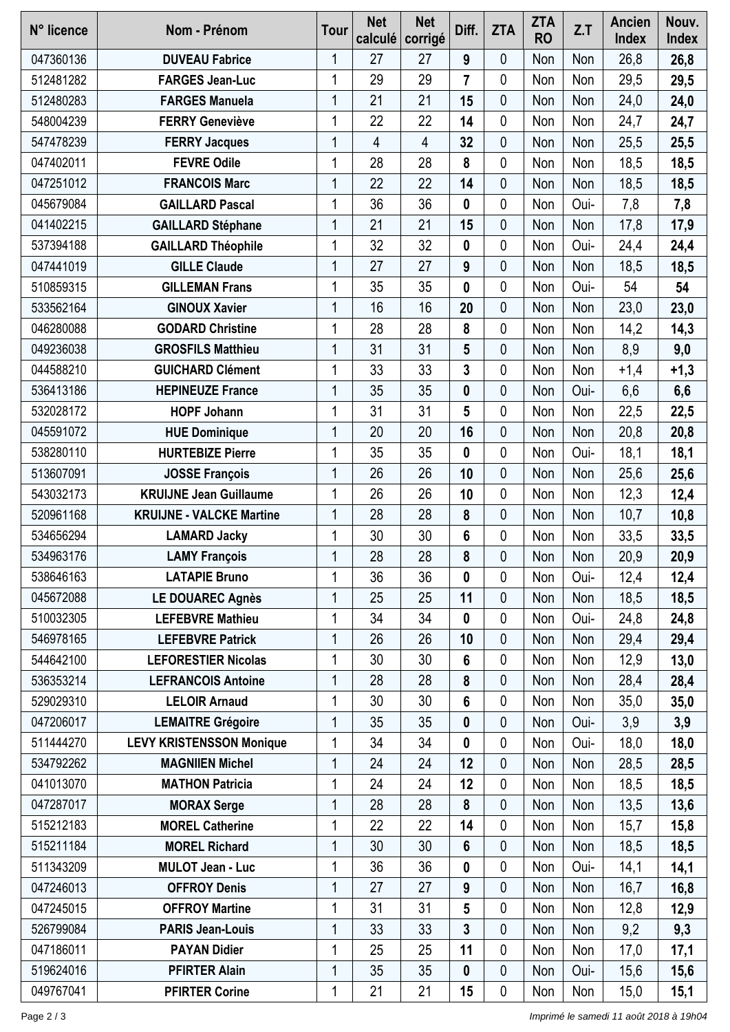| N° licence | Nom - Prénom | Tour | Net calculé | Net corrigé | Diff. | ZTA | ZTA RO | Z.T | Ancien Index | Nouv. Index |
|---|---|---|---|---|---|---|---|---|---|---|
| 047360136 | **DUVEAU Fabrice** | 1 | 27 | 27 | **9** | 0 | Non | Non | 26,8 | **26,8** |
| 512481282 | **FARGES Jean-Luc** | 1 | 29 | 29 | **7** | 0 | Non | Non | 29,5 | **29,5** |
| 512480283 | **FARGES Manuela** | 1 | 21 | 21 | **15** | 0 | Non | Non | 24,0 | **24,0** |
| 548004239 | **FERRY Geneviève** | 1 | 22 | 22 | **14** | 0 | Non | Non | 24,7 | **24,7** |
| 547478239 | **FERRY Jacques** | 1 | 4 | 4 | **32** | 0 | Non | Non | 25,5 | **25,5** |
| 047402011 | **FEVRE Odile** | 1 | 28 | 28 | **8** | 0 | Non | Non | 18,5 | **18,5** |
| 047251012 | **FRANCOIS Marc** | 1 | 22 | 22 | **14** | 0 | Non | Non | 18,5 | **18,5** |
| 045679084 | **GAILLARD Pascal** | 1 | 36 | 36 | **0** | 0 | Non | Oui- | 7,8 | **7,8** |
| 041402215 | **GAILLARD Stéphane** | 1 | 21 | 21 | **15** | 0 | Non | Non | 17,8 | **17,9** |
| 537394188 | **GAILLARD Théophile** | 1 | 32 | 32 | **0** | 0 | Non | Oui- | 24,4 | **24,4** |
| 047441019 | **GILLE Claude** | 1 | 27 | 27 | **9** | 0 | Non | Non | 18,5 | **18,5** |
| 510859315 | **GILLEMAN Frans** | 1 | 35 | 35 | **0** | 0 | Non | Oui- | 54 | **54** |
| 533562164 | **GINOUX Xavier** | 1 | 16 | 16 | **20** | 0 | Non | Non | 23,0 | **23,0** |
| 046280088 | **GODARD Christine** | 1 | 28 | 28 | **8** | 0 | Non | Non | 14,2 | **14,3** |
| 049236038 | **GROSFILS Matthieu** | 1 | 31 | 31 | **5** | 0 | Non | Non | 8,9 | **9,0** |
| 044588210 | **GUICHARD Clément** | 1 | 33 | 33 | **3** | 0 | Non | Non | +1,4 | **+1,3** |
| 536413186 | **HEPINEUZE France** | 1 | 35 | 35 | **0** | 0 | Non | Oui- | 6,6 | **6,6** |
| 532028172 | **HOPF Johann** | 1 | 31 | 31 | **5** | 0 | Non | Non | 22,5 | **22,5** |
| 045591072 | **HUE Dominique** | 1 | 20 | 20 | **16** | 0 | Non | Non | 20,8 | **20,8** |
| 538280110 | **HURTEBIZE Pierre** | 1 | 35 | 35 | **0** | 0 | Non | Oui- | 18,1 | **18,1** |
| 513607091 | **JOSSE François** | 1 | 26 | 26 | **10** | 0 | Non | Non | 25,6 | **25,6** |
| 543032173 | **KRUIJNE Jean Guillaume** | 1 | 26 | 26 | **10** | 0 | Non | Non | 12,3 | **12,4** |
| 520961168 | **KRUIJNE - VALCKE Martine** | 1 | 28 | 28 | **8** | 0 | Non | Non | 10,7 | **10,8** |
| 534656294 | **LAMARD Jacky** | 1 | 30 | 30 | **6** | 0 | Non | Non | 33,5 | **33,5** |
| 534963176 | **LAMY François** | 1 | 28 | 28 | **8** | 0 | Non | Non | 20,9 | **20,9** |
| 538646163 | **LATAPIE Bruno** | 1 | 36 | 36 | **0** | 0 | Non | Oui- | 12,4 | **12,4** |
| 045672088 | **LE DOUAREC Agnès** | 1 | 25 | 25 | **11** | 0 | Non | Non | 18,5 | **18,5** |
| 510032305 | **LEFEBVRE Mathieu** | 1 | 34 | 34 | **0** | 0 | Non | Oui- | 24,8 | **24,8** |
| 546978165 | **LEFEBVRE Patrick** | 1 | 26 | 26 | **10** | 0 | Non | Non | 29,4 | **29,4** |
| 544642100 | **LEFORESTIER Nicolas** | 1 | 30 | 30 | **6** | 0 | Non | Non | 12,9 | **13,0** |
| 536353214 | **LEFRANCOIS Antoine** | 1 | 28 | 28 | **8** | 0 | Non | Non | 28,4 | **28,4** |
| 529029310 | **LELOIR Arnaud** | 1 | 30 | 30 | **6** | 0 | Non | Non | 35,0 | **35,0** |
| 047206017 | **LEMAITRE Grégoire** | 1 | 35 | 35 | **0** | 0 | Non | Oui- | 3,9 | **3,9** |
| 511444270 | **LEVY KRISTENSSON Monique** | 1 | 34 | 34 | **0** | 0 | Non | Oui- | 18,0 | **18,0** |
| 534792262 | **MAGNIIEN Michel** | 1 | 24 | 24 | **12** | 0 | Non | Non | 28,5 | **28,5** |
| 041013070 | **MATHON Patricia** | 1 | 24 | 24 | **12** | 0 | Non | Non | 18,5 | **18,5** |
| 047287017 | **MORAX Serge** | 1 | 28 | 28 | **8** | 0 | Non | Non | 13,5 | **13,6** |
| 515212183 | **MOREL Catherine** | 1 | 22 | 22 | **14** | 0 | Non | Non | 15,7 | **15,8** |
| 515211184 | **MOREL Richard** | 1 | 30 | 30 | **6** | 0 | Non | Non | 18,5 | **18,5** |
| 511343209 | **MULOT Jean - Luc** | 1 | 36 | 36 | **0** | 0 | Non | Oui- | 14,1 | **14,1** |
| 047246013 | **OFFROY Denis** | 1 | 27 | 27 | **9** | 0 | Non | Non | 16,7 | **16,8** |
| 047245015 | **OFFROY Martine** | 1 | 31 | 31 | **5** | 0 | Non | Non | 12,8 | **12,9** |
| 526799084 | **PARIS Jean-Louis** | 1 | 33 | 33 | **3** | 0 | Non | Non | 9,2 | **9,3** |
| 047186011 | **PAYAN Didier** | 1 | 25 | 25 | **11** | 0 | Non | Non | 17,0 | **17,1** |
| 519624016 | **PFIRTER Alain** | 1 | 35 | 35 | **0** | 0 | Non | Oui- | 15,6 | **15,6** |
| 049767041 | **PFIRTER Corine** | 1 | 21 | 21 | **15** | 0 | Non | Non | 15,0 | **15,1** |

*Imprimé le samedi 11 août 2018 à 19h04*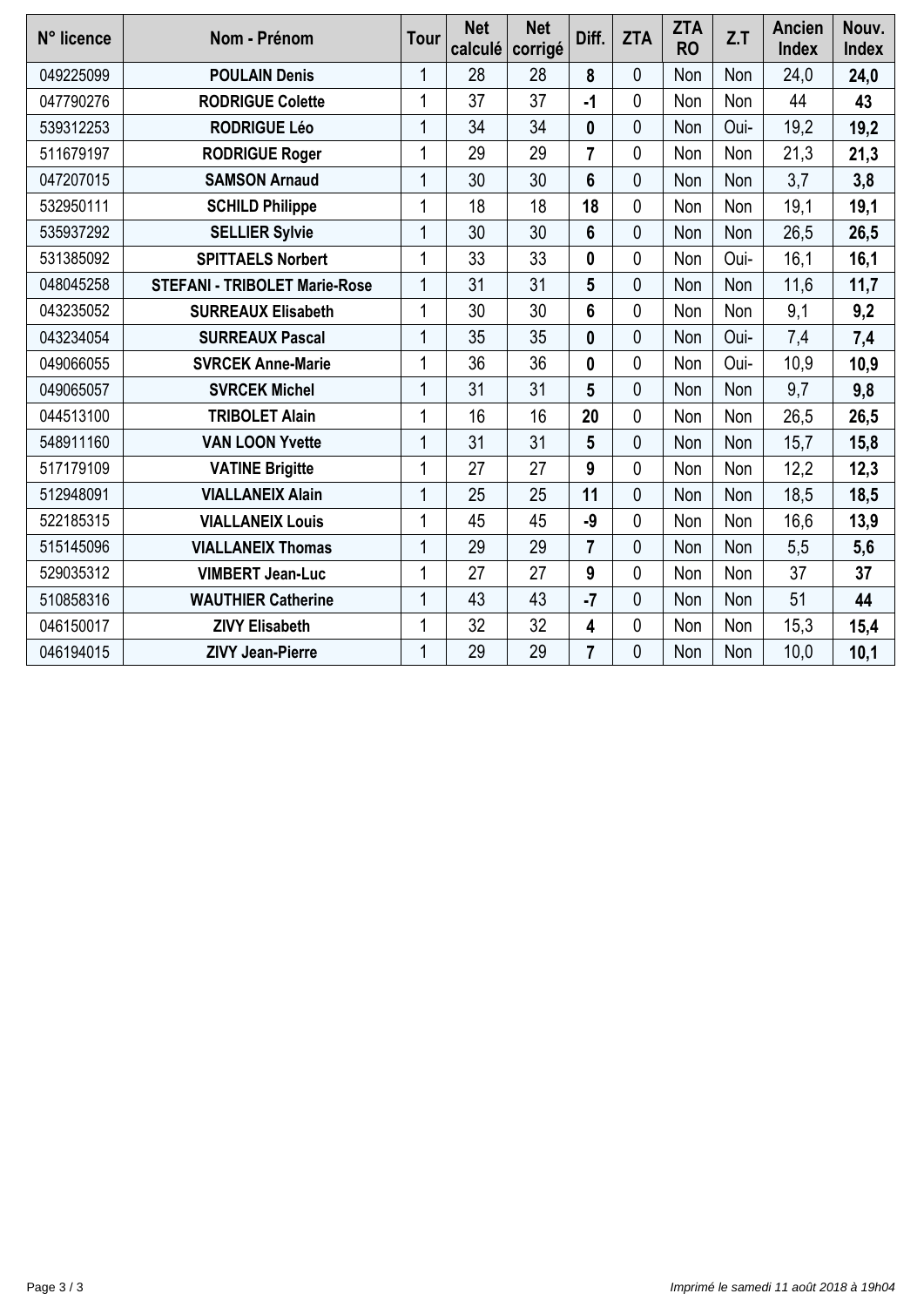| N° licence | Nom - Prénom | Tour | Net calculé | Net corrigé | Diff. | ZTA | ZTA RO | Z.T | Ancien Index | Nouv. Index |
|---|---|---|---|---|---|---|---|---|---|---|
| 049225099 | **POULAIN Denis** | 1 | 28 | 28 | **8** | 0 | Non | Non | 24,0 | **24,0** |
| 047790276 | **RODRIGUE Colette** | 1 | 37 | 37 | **-1** | 0 | Non | Non | 44 | **43** |
| 539312253 | **RODRIGUE Léo** | 1 | 34 | 34 | **0** | 0 | Non | Oui- | 19,2 | **19,2** |
| 511679197 | **RODRIGUE Roger** | 1 | 29 | 29 | **7** | 0 | Non | Non | 21,3 | **21,3** |
| 047207015 | **SAMSON Arnaud** | 1 | 30 | 30 | **6** | 0 | Non | Non | 3,7 | **3,8** |
| 532950111 | **SCHILD Philippe** | 1 | 18 | 18 | **18** | 0 | Non | Non | 19,1 | **19,1** |
| 535937292 | **SELLIER Sylvie** | 1 | 30 | 30 | **6** | 0 | Non | Non | 26,5 | **26,5** |
| 531385092 | **SPITTAELS Norbert** | 1 | 33 | 33 | **0** | 0 | Non | Oui- | 16,1 | **16,1** |
| 048045258 | **STEFANI - TRIBOLET Marie-Rose** | 1 | 31 | 31 | **5** | 0 | Non | Non | 11,6 | **11,7** |
| 043235052 | **SURREAUX Elisabeth** | 1 | 30 | 30 | **6** | 0 | Non | Non | 9,1 | **9,2** |
| 043234054 | **SURREAUX Pascal** | 1 | 35 | 35 | **0** | 0 | Non | Oui- | 7,4 | **7,4** |
| 049066055 | **SVRCEK Anne-Marie** | 1 | 36 | 36 | **0** | 0 | Non | Oui- | 10,9 | **10,9** |
| 049065057 | **SVRCEK Michel** | 1 | 31 | 31 | **5** | 0 | Non | Non | 9,7 | **9,8** |
| 044513100 | **TRIBOLET Alain** | 1 | 16 | 16 | **20** | 0 | Non | Non | 26,5 | **26,5** |
| 548911160 | **VAN LOON Yvette** | 1 | 31 | 31 | **5** | 0 | Non | Non | 15,7 | **15,8** |
| 517179109 | **VATINE Brigitte** | 1 | 27 | 27 | **9** | 0 | Non | Non | 12,2 | **12,3** |
| 512948091 | **VIALLANEIX Alain** | 1 | 25 | 25 | **11** | 0 | Non | Non | 18,5 | **18,5** |
| 522185315 | **VIALLANEIX Louis** | 1 | 45 | 45 | **-9** | 0 | Non | Non | 16,6 | **13,9** |
| 515145096 | **VIALLANEIX Thomas** | 1 | 29 | 29 | **7** | 0 | Non | Non | 5,5 | **5,6** |
| 529035312 | **VIMBERT Jean-Luc** | 1 | 27 | 27 | **9** | 0 | Non | Non | 37 | **37** |
| 510858316 | **WAUTHIER Catherine** | 1 | 43 | 43 | **-7** | 0 | Non | Non | 51 | **44** |
| 046150017 | **ZIVY Elisabeth** | 1 | 32 | 32 | **4** | 0 | Non | Non | 15,3 | **15,4** |
| 046194015 | **ZIVY Jean-Pierre** | 1 | 29 | 29 | **7** | 0 | Non | Non | 10,0 | **10,1** |

*Imprimé le samedi 11 août 2018 à 19h04*